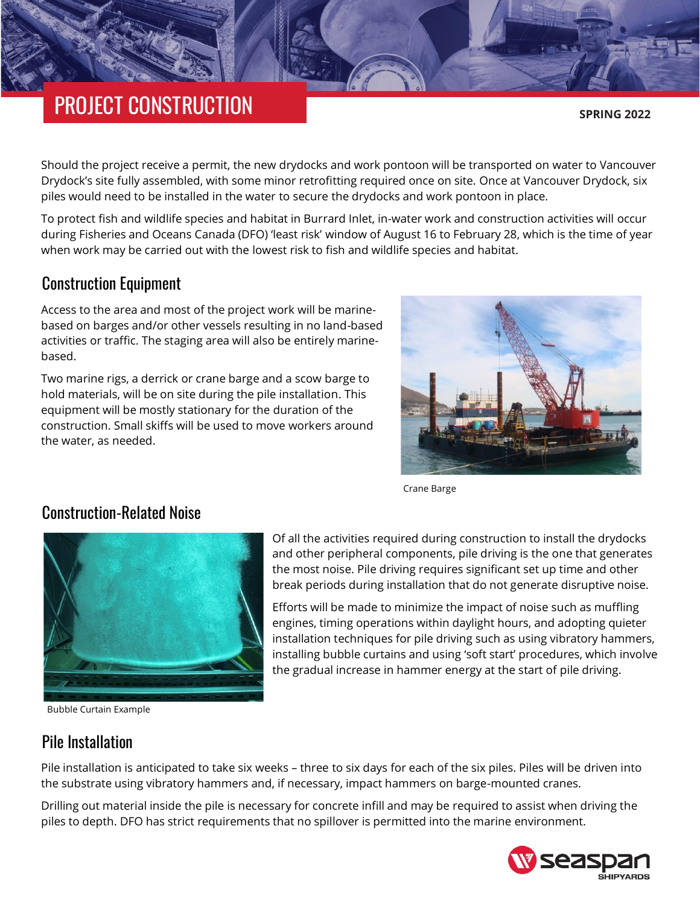# PROJECT CONSTRUCTION

**SPRING 2022**

Should the project receive a permit, the new drydocks and work pontoon will be transported on water to Vancouver Drydock's site fully assembled, with some minor retrofitting required once on site. Once at Vancouver Drydock, six piles would need to be installed in the water to secure the drydocks and work pontoon in place.

To protect fish and wildlife species and habitat in Burrard Inlet, in-water work and construction activities will occur during Fisheries and Oceans Canada (DFO) 'least risk' window of August 16 to February 28, which is the time of year when work may be carried out with the lowest risk to fish and wildlife species and habitat.

## Construction Equipment

Access to the area and most of the project work will be marine-based on barges and/or other vessels resulting in no land-based activities or traffic. The staging area will also be entirely marine-based.

Two marine rigs, a derrick or crane barge and a scow barge to hold materials, will be on site during the pile installation. This equipment will be mostly stationary for the duration of the construction. Small skiffs will be used to move workers around the water, as needed.

Crane Barge

## Construction-Related Noise

Of all the activities required during construction to install the drydocks and other peripheral components, pile driving is the one that generates the most noise. Pile driving requires significant set up time and other break periods during installation that do not generate disruptive noise.

Efforts will be made to minimize the impact of noise such as muffling engines, timing operations within daylight hours, and adopting quieter installation techniques for pile driving such as using vibratory hammers, installing bubble curtains and using 'soft start' procedures, which involve the gradual increase in hammer energy at the start of pile driving.

Bubble Curtain Example

## Pile Installation

Pile installation is anticipated to take six weeks – three to six days for each of the six piles. Piles will be driven into the substrate using vibratory hammers and, if necessary, impact hammers on barge-mounted cranes.

Drilling out material inside the pile is necessary for concrete infill and may be required to assist when driving the piles to depth. DFO has strict requirements that no spillover is permitted into the marine environment.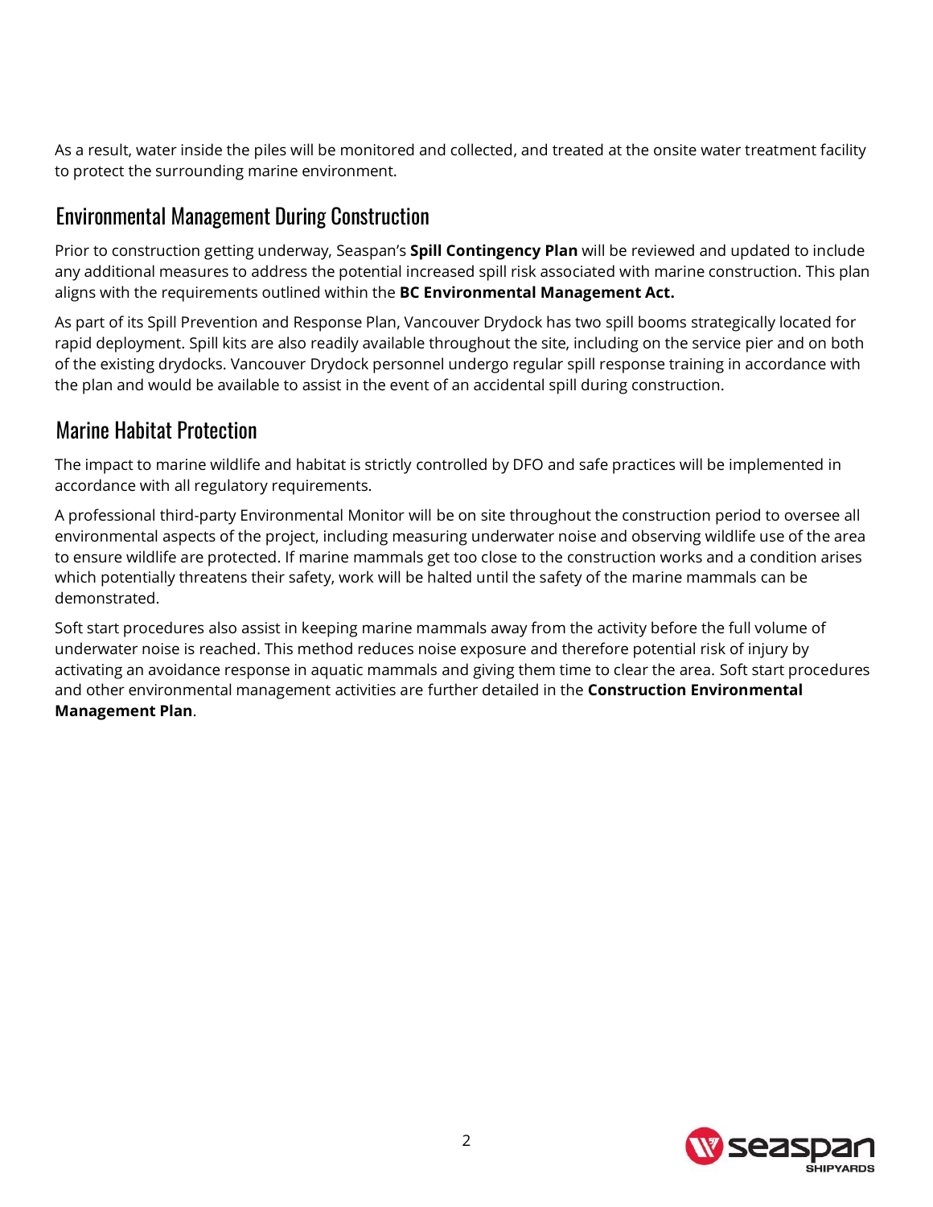As a result, water inside the piles will be monitored and collected, and treated at the onsite water treatment facility to protect the surrounding marine environment.

## Environmental Management During Construction

Prior to construction getting underway, Seaspan's **Spill Contingency Plan** will be reviewed and updated to include any additional measures to address the potential increased spill risk associated with marine construction. This plan aligns with the requirements outlined within the **BC Environmental Management Act.**

As part of its Spill Prevention and Response Plan, Vancouver Drydock has two spill booms strategically located for rapid deployment. Spill kits are also readily available throughout the site, including on the service pier and on both of the existing drydocks. Vancouver Drydock personnel undergo regular spill response training in accordance with the plan and would be available to assist in the event of an accidental spill during construction.

## Marine Habitat Protection

The impact to marine wildlife and habitat is strictly controlled by DFO and safe practices will be implemented in accordance with all regulatory requirements.

A professional third-party Environmental Monitor will be on site throughout the construction period to oversee all environmental aspects of the project, including measuring underwater noise and observing wildlife use of the area to ensure wildlife are protected. If marine mammals get too close to the construction works and a condition arises which potentially threatens their safety, work will be halted until the safety of the marine mammals can be demonstrated.

Soft start procedures also assist in keeping marine mammals away from the activity before the full volume of underwater noise is reached. This method reduces noise exposure and therefore potential risk of injury by activating an avoidance response in aquatic mammals and giving them time to clear the area. Soft start procedures and other environmental management activities are further detailed in the **Construction Environmental Management Plan**.